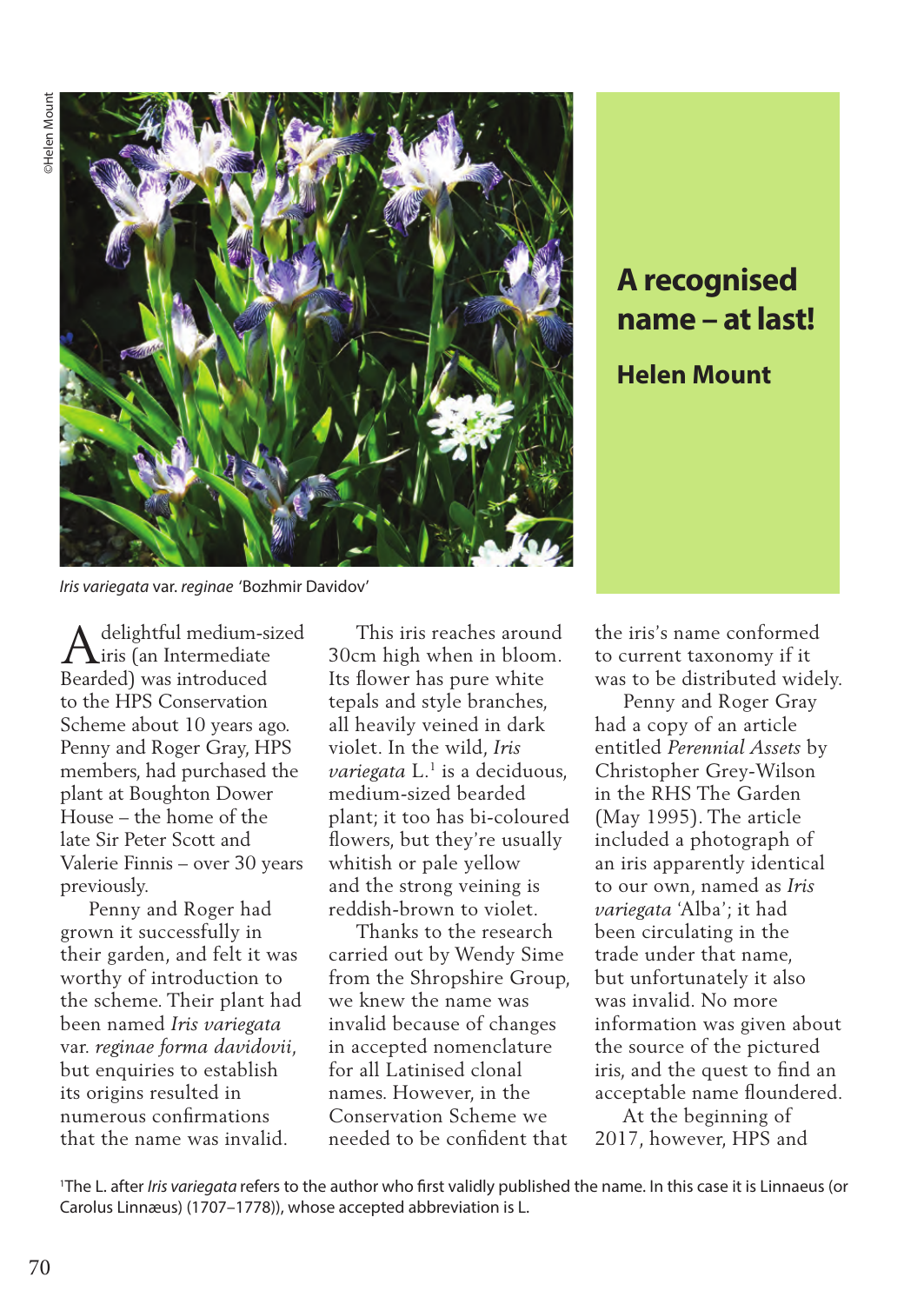# A recognised name – at last!

**Helen Mount**

©Helen Mount

*Iris variegata* var. *reginae* 'Bozhmir Davidov'

A delightful medium-sized iris (an Intermediate Bearded) was introduced to the HPS Conservation Scheme about 10 years ago. Penny and Roger Gray, HPS members, had purchased the plant at Boughton Dower House – the home of the late Sir Peter Scott and Valerie Finnis – over 30 years previously.

Penny and Roger had grown it successfully in their garden, and felt it was worthy of introduction to the scheme. Their plant had been named *Iris variegata* var. *reginae forma davidovii*, but enquiries to establish its origins resulted in numerous confirmations that the name was invalid.

This iris reaches around 30cm high when in bloom. Its flower has pure white tepals and style branches, all heavily veined in dark violet. In the wild, *Iris variegata* L.[1] is a deciduous, medium-sized bearded plant; it too has bi-coloured flowers, but they're usually whitish or pale yellow and the strong veining is reddish-brown to violet.

Thanks to the research carried out by Wendy Sime from the Shropshire Group, we knew the name was invalid because of changes in accepted nomenclature for all Latinised clonal names. However, in the Conservation Scheme we needed to be confident that the iris's name conformed to current taxonomy if it was to be distributed widely.

Penny and Roger Gray had a copy of an article entitled *Perennial Assets* by Christopher Grey-Wilson in the RHS The Garden (May 1995). The article included a photograph of an iris apparently identical to our own, named as *Iris variegata* 'Alba'; it had been circulating in the trade under that name, but unfortunately it also was invalid. No more information was given about the source of the pictured iris, and the quest to find an acceptable name floundered.

At the beginning of 2017, however, HPS and

[1] The L. after *Iris variegata* refers to the author who first validly published the name. In this case it is Linnaeus (or Carolus Linnæus) (1707–1778)), whose accepted abbreviation is L.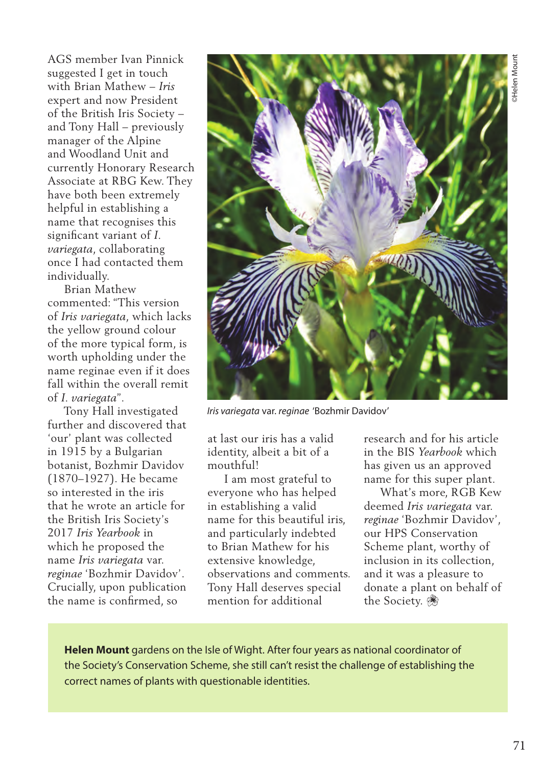AGS member Ivan Pinnick suggested I get in touch with Brian Mathew – *Iris* expert and now President of the British Iris Society – and Tony Hall – previously manager of the Alpine and Woodland Unit and currently Honorary Research Associate at RBG Kew. They have both been extremely helpful in establishing a name that recognises this significant variant of *I. variegata*, collaborating once I had contacted them individually.

Brian Mathew commented: "This version of *Iris variegata*, which lacks the yellow ground colour of the more typical form, is worth upholding under the name reginae even if it does fall within the overall remit of *I. variegata*".

Tony Hall investigated further and discovered that 'our' plant was collected in 1915 by a Bulgarian botanist, Bozhmir Davidov (1870–1927). He became so interested in the iris that he wrote an article for the British Iris Society's 2017 *Iris Yearbook* in which he proposed the name *Iris variegata* var. *reginae* 'Bozhmir Davidov'. Crucially, upon publication the name is confirmed, so at last our iris has a valid identity, albeit a bit of a mouthful!

*Iris variegata* var. *reginae* 'Bozhmir Davidov'

©Helen Mount

I am most grateful to everyone who has helped in establishing a valid name for this beautiful iris, and particularly indebted to Brian Mathew for his extensive knowledge, observations and comments. Tony Hall deserves special mention for additional research and for his article in the BIS *Yearbook* which has given us an approved name for this super plant.

What's more, RGB Kew deemed *Iris variegata* var. *reginae* 'Bozhmir Davidov', our HPS Conservation Scheme plant, worthy of inclusion in its collection, and it was a pleasure to donate a plant on behalf of the Society.

**Helen Mount** gardens on the Isle of Wight. After four years as national coordinator of the Society's Conservation Scheme, she still can't resist the challenge of establishing the correct names of plants with questionable identities.